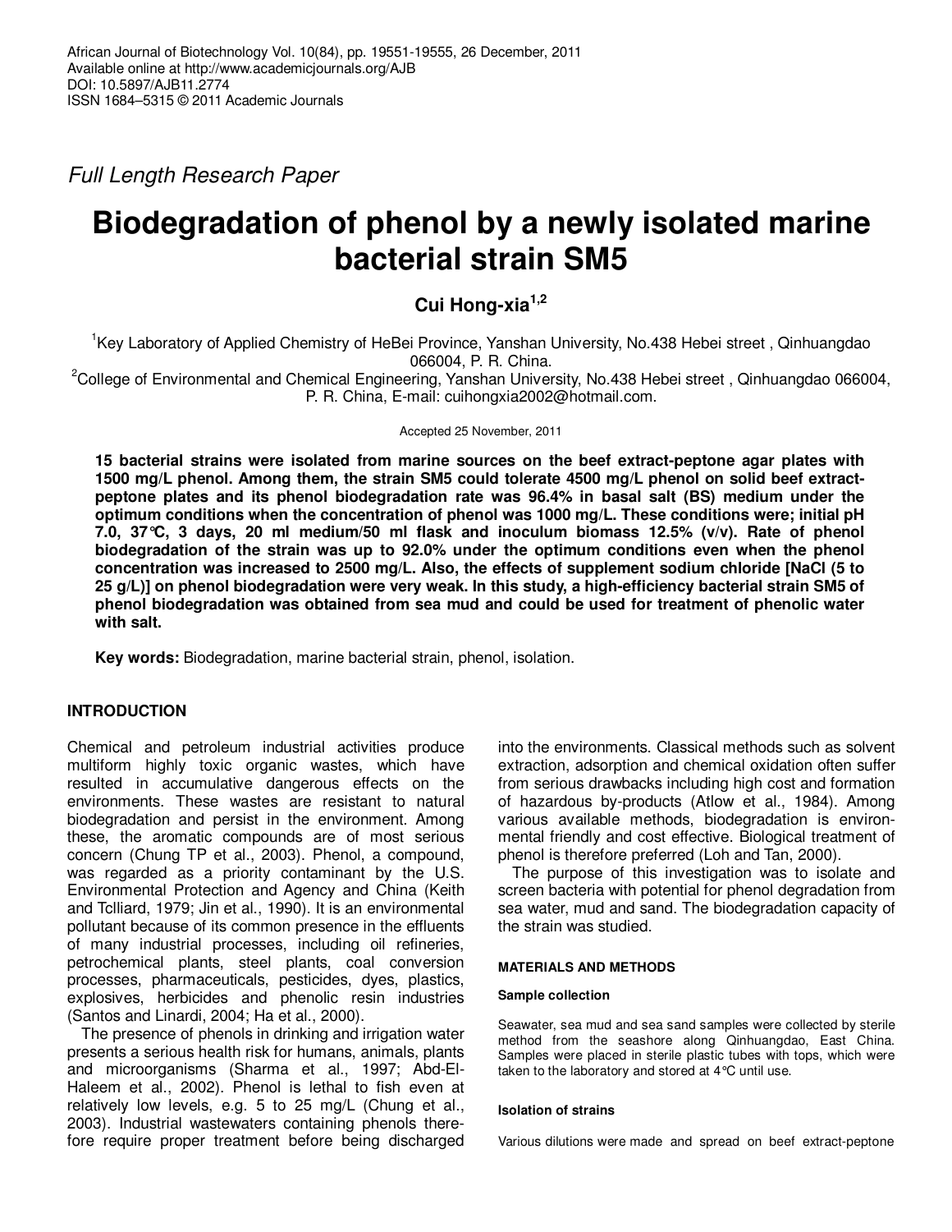*Full Length Research Paper*

# Biodegradation of phenol by a newly isolated marine bacterial strain SM5

**Cui Hong-xia[1,2]**

[1]Key Laboratory of Applied Chemistry of HeBei Province, Yanshan University, No.438 Hebei street , Qinhuangdao 066004, P. R. China.
[2]College of Environmental and Chemical Engineering, Yanshan University, No.438 Hebei street , Qinhuangdao 066004, P. R. China, E-mail: cuihongxia2002@hotmail.com.

Accepted 25 November, 2011

**15 bacterial strains were isolated from marine sources on the beef extract-peptone agar plates with 1500 mg/L phenol. Among them, the strain SM5 could tolerate 4500 mg/L phenol on solid beef extract-peptone plates and its phenol biodegradation rate was 96.4% in basal salt (BS) medium under the optimum conditions when the concentration of phenol was 1000 mg/L. These conditions were; initial pH 7.0, 37°C, 3 days, 20 ml medium/50 ml flask and inoculum biomass 12.5% (v/v). Rate of phenol biodegradation of the strain was up to 92.0% under the optimum conditions even when the phenol concentration was increased to 2500 mg/L. Also, the effects of supplement sodium chloride [NaCl (5 to 25 g/L)] on phenol biodegradation were very weak. In this study, a high-efficiency bacterial strain SM5 of phenol biodegradation was obtained from sea mud and could be used for treatment of phenolic water with salt.**

**Key words:** Biodegradation, marine bacterial strain, phenol, isolation.

## INTRODUCTION

Chemical and petroleum industrial activities produce multiform highly toxic organic wastes, which have resulted in accumulative dangerous effects on the environments. These wastes are resistant to natural biodegradation and persist in the environment. Among these, the aromatic compounds are of most serious concern (Chung TP et al., 2003). Phenol, a compound, was regarded as a priority contaminant by the U.S. Environmental Protection and Agency and China (Keith and Tclliard, 1979; Jin et al., 1990). It is an environmental pollutant because of its common presence in the effluents of many industrial processes, including oil refineries, petrochemical plants, steel plants, coal conversion processes, pharmaceuticals, pesticides, dyes, plastics, explosives, herbicides and phenolic resin industries (Santos and Linardi, 2004; Ha et al., 2000).

The presence of phenols in drinking and irrigation water presents a serious health risk for humans, animals, plants and microorganisms (Sharma et al., 1997; Abd-El-Haleem et al., 2002). Phenol is lethal to fish even at relatively low levels, e.g. 5 to 25 mg/L (Chung et al., 2003). Industrial wastewaters containing phenols therefore require proper treatment before being discharged into the environments. Classical methods such as solvent extraction, adsorption and chemical oxidation often suffer from serious drawbacks including high cost and formation of hazardous by-products (Atlow et al., 1984). Among various available methods, biodegradation is environmental friendly and cost effective. Biological treatment of phenol is therefore preferred (Loh and Tan, 2000).

The purpose of this investigation was to isolate and screen bacteria with potential for phenol degradation from sea water, mud and sand. The biodegradation capacity of the strain was studied.

## MATERIALS AND METHODS

### Sample collection

Seawater, sea mud and sea sand samples were collected by sterile method from the seashore along Qinhuangdao, East China. Samples were placed in sterile plastic tubes with tops, which were taken to the laboratory and stored at 4°C until use.

### Isolation of strains

Various dilutions were made and spread on beef extract-peptone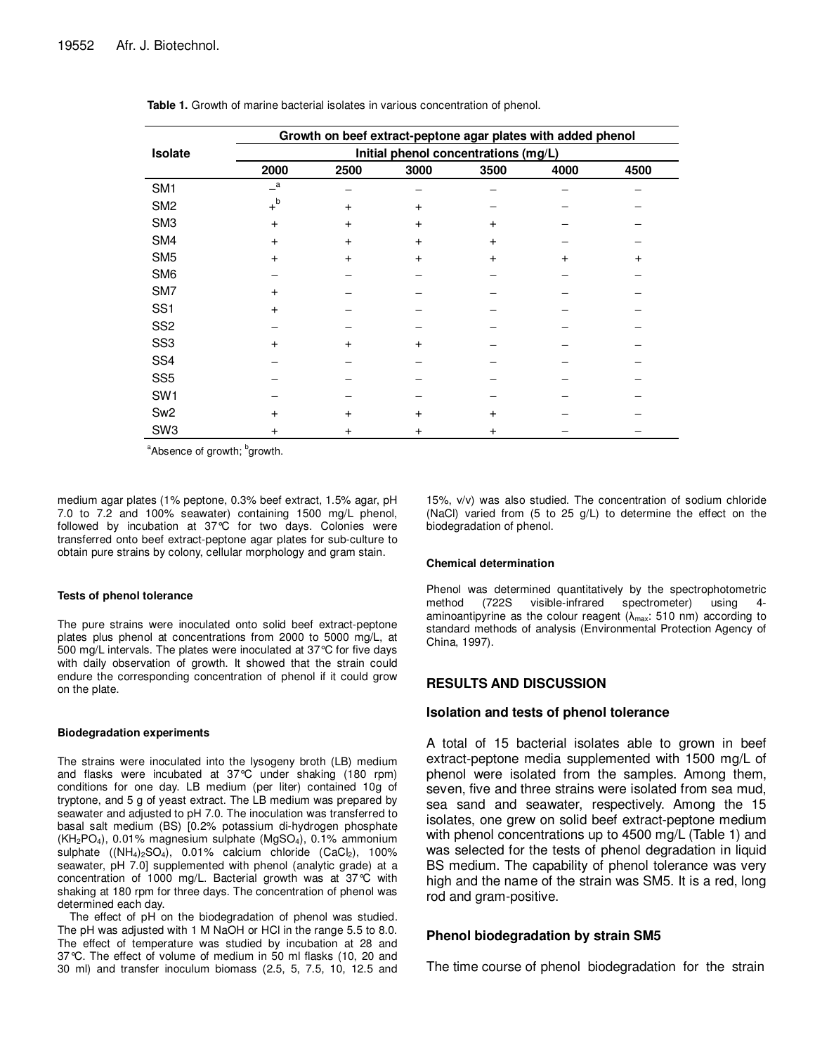**Table 1.** Growth of marine bacterial isolates in various concentration of phenol.

| Isolate | Growth on beef extract-peptone agar plates with added phenol | | | | | |
|---|---|---|---|---|---|---|
| | Initial phenol concentrations (mg/L) | | | | | |
| | 2000 | 2500 | 3000 | 3500 | 4000 | 4500 |
| SM1 | –[a] | – | – | – | – | – |
| SM2 | +[b] | + | + | – | – | – |
| SM3 | + | + | + | + | – | – |
| SM4 | + | + | + | + | – | – |
| SM5 | + | + | + | + | + | + |
| SM6 | – | – | – | – | – | – |
| SM7 | + | – | – | – | – | – |
| SS1 | + | – | – | – | – | – |
| SS2 | – | – | – | – | – | – |
| SS3 | + | + | + | – | – | – |
| SS4 | – | – | – | – | – | – |
| SS5 | – | – | – | – | – | – |
| SW1 | – | – | – | – | – | – |
| Sw2 | + | + | + | + | – | – |
| SW3 | + | + | + | + | – | – |

[a]Absence of growth; [b]growth.

medium agar plates (1% peptone, 0.3% beef extract, 1.5% agar, pH 7.0 to 7.2 and 100% seawater) containing 1500 mg/L phenol, followed by incubation at 37°C for two days. Colonies were transferred onto beef extract-peptone agar plates for sub-culture to obtain pure strains by colony, cellular morphology and gram stain.

#### Tests of phenol tolerance

The pure strains were inoculated onto solid beef extract-peptone plates plus phenol at concentrations from 2000 to 5000 mg/L, at 500 mg/L intervals. The plates were inoculated at 37°C for five days with daily observation of growth. It showed that the strain could endure the corresponding concentration of phenol if it could grow on the plate.

#### Biodegradation experiments

The strains were inoculated into the lysogeny broth (LB) medium and flasks were incubated at 37°C under shaking (180 rpm) conditions for one day. LB medium (per liter) contained 10g of tryptone, and 5 g of yeast extract. The LB medium was prepared by seawater and adjusted to pH 7.0. The inoculation was transferred to basal salt medium (BS) [0.2% potassium di-hydrogen phosphate ($KH_2PO_4$), 0.01% magnesium sulphate ($MgSO_4$), 0.1% ammonium sulphate ($(NH_4)_2SO_4$), 0.01% calcium chloride ($CaCl_2$), 100% seawater, pH 7.0] supplemented with phenol (analytic grade) at a concentration of 1000 mg/L. Bacterial growth was at 37°C with shaking at 180 rpm for three days. The concentration of phenol was determined each day.

The effect of pH on the biodegradation of phenol was studied. The pH was adjusted with 1 M NaOH or HCl in the range 5.5 to 8.0. The effect of temperature was studied by incubation at 28 and 37°C. The effect of volume of medium in 50 ml flasks (10, 20 and 30 ml) and transfer inoculum biomass (2.5, 5, 7.5, 10, 12.5 and 15%, v/v) was also studied. The concentration of sodium chloride (NaCl) varied from (5 to 25 g/L) to determine the effect on the biodegradation of phenol.

#### Chemical determination

Phenol was determined quantitatively by the spectrophotometric method (722S visible-infrared spectrometer) using 4-aminoantipyrine as the colour reagent ($\lambda_{max}$: 510 nm) according to standard methods of analysis (Environmental Protection Agency of China, 1997).

## RESULTS AND DISCUSSION

### Isolation and tests of phenol tolerance

A total of 15 bacterial isolates able to grown in beef extract-peptone media supplemented with 1500 mg/L of phenol were isolated from the samples. Among them, seven, five and three strains were isolated from sea mud, sea sand and seawater, respectively. Among the 15 isolates, one grew on solid beef extract-peptone medium with phenol concentrations up to 4500 mg/L (Table 1) and was selected for the tests of phenol degradation in liquid BS medium. The capability of phenol tolerance was very high and the name of the strain was SM5. It is a red, long rod and gram-positive.

### Phenol biodegradation by strain SM5

The time course of phenol biodegradation for the strain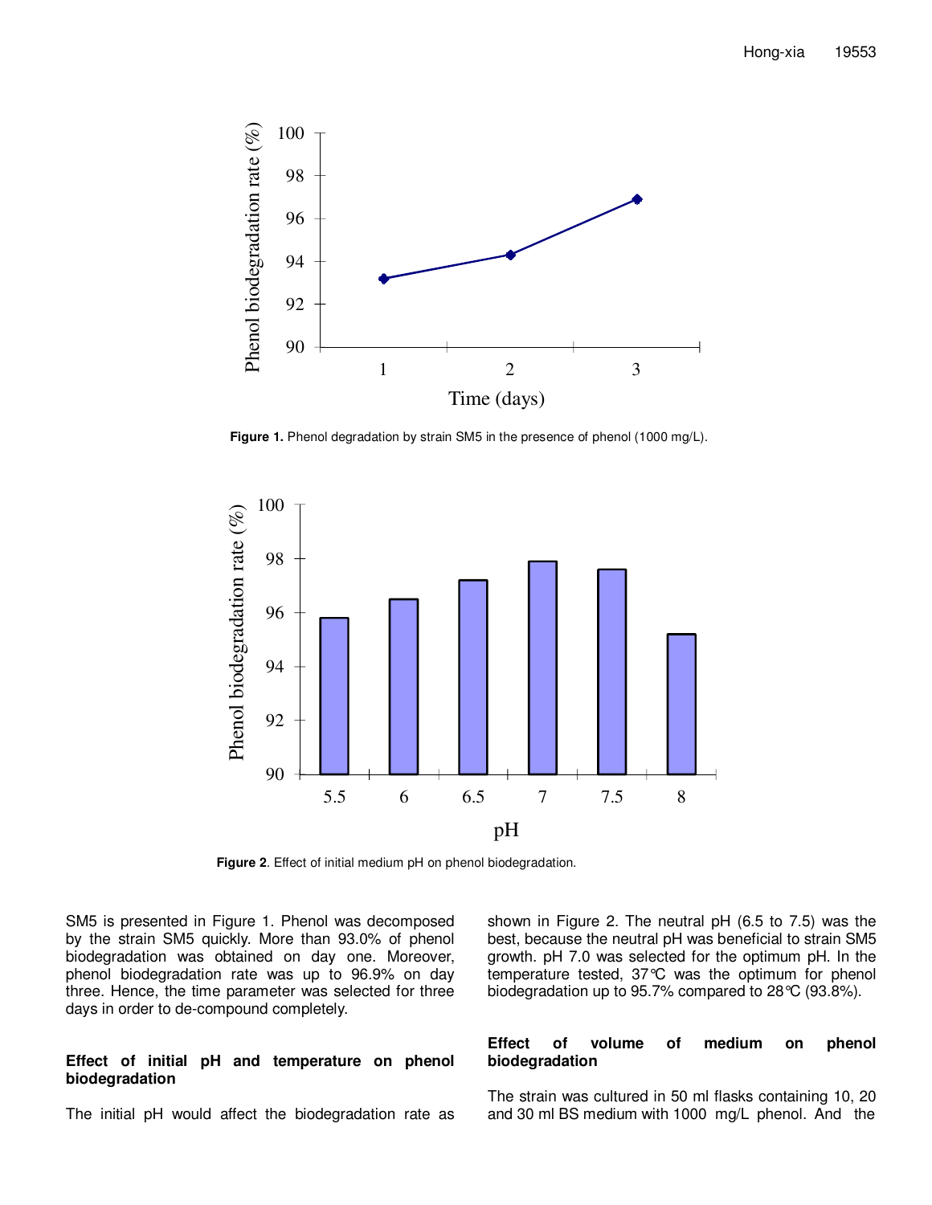**Figure 1.** Phenol degradation by strain SM5 in the presence of phenol (1000 mg/L).

**Figure 2**. Effect of initial medium pH on phenol biodegradation.

SM5 is presented in Figure 1. Phenol was decomposed by the strain SM5 quickly. More than 93.0% of phenol biodegradation was obtained on day one. Moreover, phenol biodegradation rate was up to 96.9% on day three. Hence, the time parameter was selected for three days in order to de-compound completely.

### Effect of initial pH and temperature on phenol biodegradation

The initial pH would affect the biodegradation rate as shown in Figure 2. The neutral pH (6.5 to 7.5) was the best, because the neutral pH was beneficial to strain SM5 growth. pH 7.0 was selected for the optimum pH. In the temperature tested, 37℃ was the optimum for phenol biodegradation up to 95.7% compared to 28℃ (93.8%).

### Effect of volume of medium on phenol biodegradation

The strain was cultured in 50 ml flasks containing 10, 20 and 30 ml BS medium with 1000 mg/L phenol. And the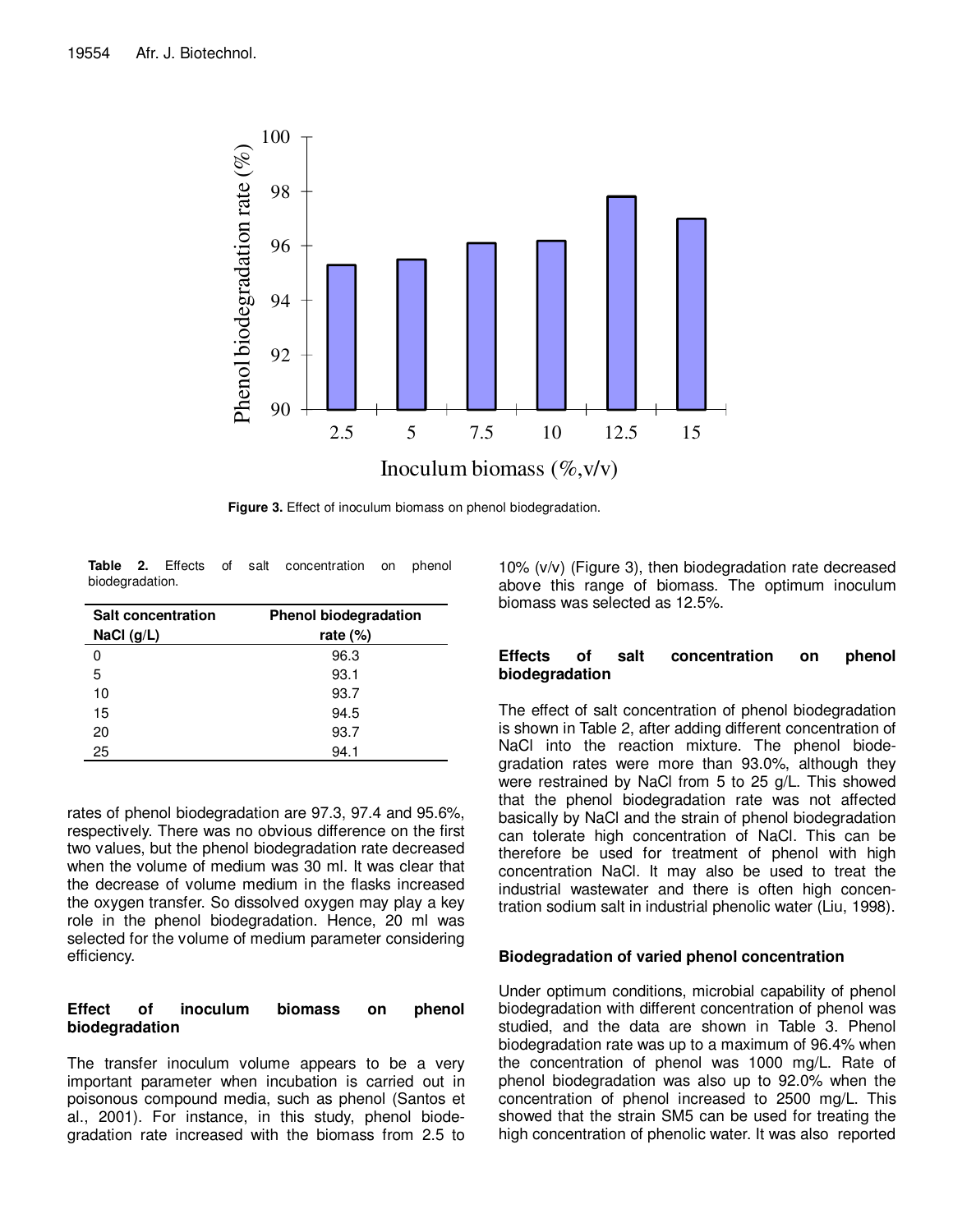Figure 3. Effect of inoculum biomass on phenol biodegradation.

**Table 2.** Effects of salt concentration on phenol biodegradation.

| Salt concentration NaCl (g/L) | Phenol biodegradation rate (%) |
|---|---|
| 0 | 96.3 |
| 5 | 93.1 |
| 10 | 93.7 |
| 15 | 94.5 |
| 20 | 93.7 |
| 25 | 94.1 |

rates of phenol biodegradation are 97.3, 97.4 and 95.6%, respectively. There was no obvious difference on the first two values, but the phenol biodegradation rate decreased when the volume of medium was 30 ml. It was clear that the decrease of volume medium in the flasks increased the oxygen transfer. So dissolved oxygen may play a key role in the phenol biodegradation. Hence, 20 ml was selected for the volume of medium parameter considering efficiency.

## Effect of inoculum biomass on phenol biodegradation

The transfer inoculum volume appears to be a very important parameter when incubation is carried out in poisonous compound media, such as phenol (Santos et al., 2001). For instance, in this study, phenol biodegradation rate increased with the biomass from 2.5 to 10% (v/v) (Figure 3), then biodegradation rate decreased above this range of biomass. The optimum inoculum biomass was selected as 12.5%.

## Effects of salt concentration on phenol biodegradation

The effect of salt concentration of phenol biodegradation is shown in Table 2, after adding different concentration of NaCl into the reaction mixture. The phenol biodegradation rates were more than 93.0%, although they were restrained by NaCl from 5 to 25 g/L. This showed that the phenol biodegradation rate was not affected basically by NaCl and the strain of phenol biodegradation can tolerate high concentration of NaCl. This can be therefore be used for treatment of phenol with high concentration NaCl. It may also be used to treat the industrial wastewater and there is often high concentration sodium salt in industrial phenolic water (Liu, 1998).

## Biodegradation of varied phenol concentration

Under optimum conditions, microbial capability of phenol biodegradation with different concentration of phenol was studied, and the data are shown in Table 3. Phenol biodegradation rate was up to a maximum of 96.4% when the concentration of phenol was 1000 mg/L. Rate of phenol biodegradation was also up to 92.0% when the concentration of phenol increased to 2500 mg/L. This showed that the strain SM5 can be used for treating the high concentration of phenolic water. It was also reported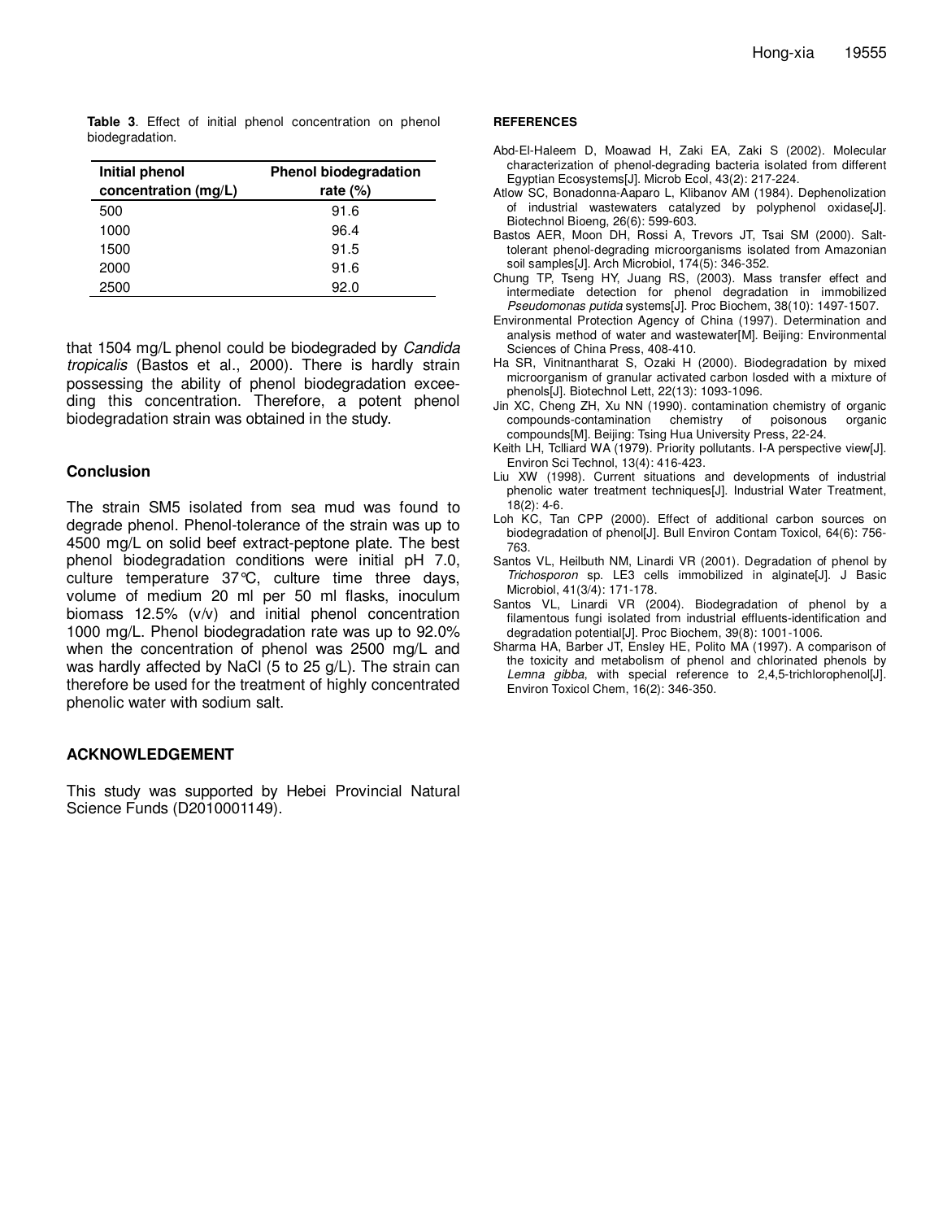**Table 3**. Effect of initial phenol concentration on phenol biodegradation.

| Initial phenol concentration (mg/L) | Phenol biodegradation rate (%) |
|---|---|
| 500 | 91.6 |
| 1000 | 96.4 |
| 1500 | 91.5 |
| 2000 | 91.6 |
| 2500 | 92.0 |

that 1504 mg/L phenol could be biodegraded by *Candida tropicalis* (Bastos et al., 2000). There is hardly strain possessing the ability of phenol biodegradation exceeding this concentration. Therefore, a potent phenol biodegradation strain was obtained in the study.

## Conclusion

The strain SM5 isolated from sea mud was found to degrade phenol. Phenol-tolerance of the strain was up to 4500 mg/L on solid beef extract-peptone plate. The best phenol biodegradation conditions were initial pH 7.0, culture temperature 37°C, culture time three days, volume of medium 20 ml per 50 ml flasks, inoculum biomass 12.5% (v/v) and initial phenol concentration 1000 mg/L. Phenol biodegradation rate was up to 92.0% when the concentration of phenol was 2500 mg/L and was hardly affected by NaCl (5 to 25 g/L). The strain can therefore be used for the treatment of highly concentrated phenolic water with sodium salt.

## ACKNOWLEDGEMENT

This study was supported by Hebei Provincial Natural Science Funds (D2010001149).

## REFERENCES

Abd-El-Haleem D, Moawad H, Zaki EA, Zaki S (2002). Molecular characterization of phenol-degrading bacteria isolated from different Egyptian Ecosystems[J]. Microb Ecol, 43(2): 217-224.

Atlow SC, Bonadonna-Aaparo L, Klibanov AM (1984). Dephenolization of industrial wastewaters catalyzed by polyphenol oxidase[J]. Biotechnol Bioeng, 26(6): 599-603.

Bastos AER, Moon DH, Rossi A, Trevors JT, Tsai SM (2000). Salt-tolerant phenol-degrading microorganisms isolated from Amazonian soil samples[J]. Arch Microbiol, 174(5): 346-352.

Chung TP, Tseng HY, Juang RS, (2003). Mass transfer effect and intermediate detection for phenol degradation in immobilized *Pseudomonas putida* systems[J]. Proc Biochem, 38(10): 1497-1507.

Environmental Protection Agency of China (1997). Determination and analysis method of water and wastewater[M]. Beijing: Environmental Sciences of China Press, 408-410.

Ha SR, Vinitnantharat S, Ozaki H (2000). Biodegradation by mixed microorganism of granular activated carbon losded with a mixture of phenols[J]. Biotechnol Lett, 22(13): 1093-1096.

Jin XC, Cheng ZH, Xu NN (1990). contamination chemistry of organic compounds-contamination chemistry of poisonous organic compounds[M]. Beijing: Tsing Hua University Press, 22-24.

Keith LH, Tclliard WA (1979). Priority pollutants. I-A perspective view[J]. Environ Sci Technol, 13(4): 416-423.

Liu XW (1998). Current situations and developments of industrial phenolic water treatment techniques[J]. Industrial Water Treatment, 18(2): 4-6.

Loh KC, Tan CPP (2000). Effect of additional carbon sources on biodegradation of phenol[J]. Bull Environ Contam Toxicol, 64(6): 756-763.

Santos VL, Heilbuth NM, Linardi VR (2001). Degradation of phenol by *Trichosporon* sp. LE3 cells immobilized in alginate[J]. J Basic Microbiol, 41(3/4): 171-178.

Santos VL, Linardi VR (2004). Biodegradation of phenol by a filamentous fungi isolated from industrial effluents-identification and degradation potential[J]. Proc Biochem, 39(8): 1001-1006.

Sharma HA, Barber JT, Ensley HE, Polito MA (1997). A comparison of the toxicity and metabolism of phenol and chlorinated phenols by *Lemna gibba*, with special reference to 2,4,5-trichlorophenol[J]. Environ Toxicol Chem, 16(2): 346-350.